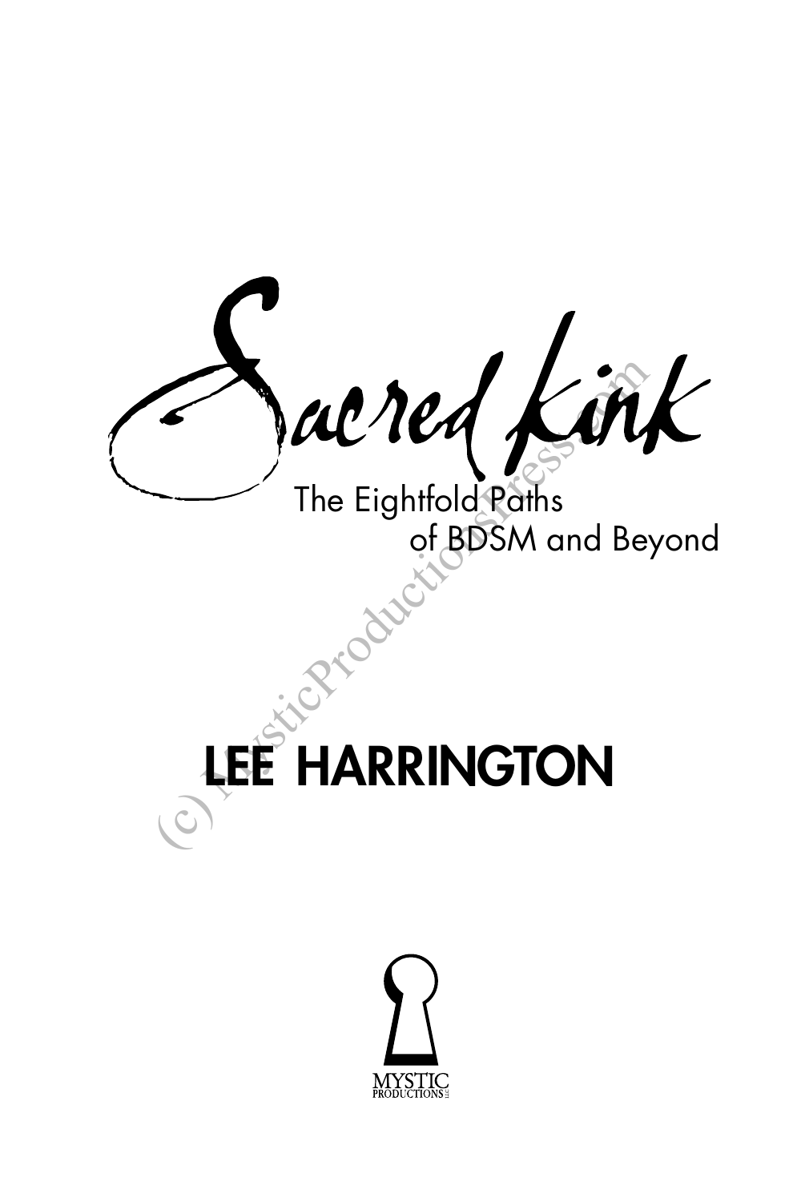# Sacred Kink

## The Eightfold Paths of BDSM and Beyond

**LEE HARRINGTON**

MYSTIC PRODUCTIONS LLC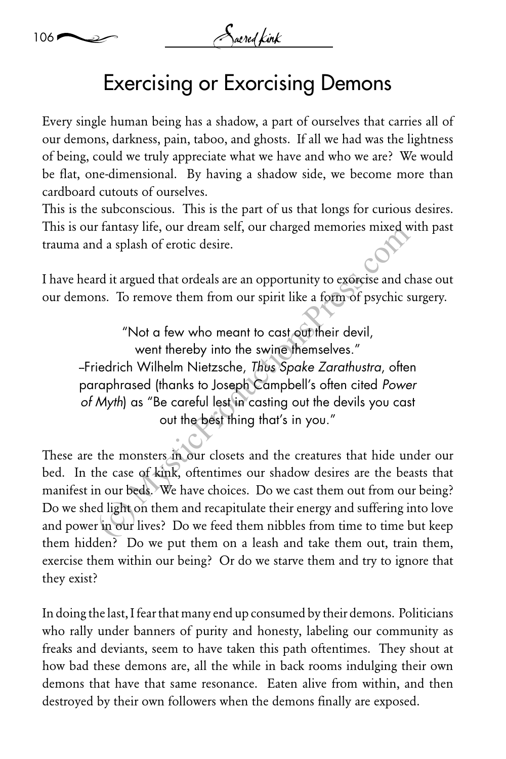# Exercising or Exorcising Demons

Every single human being has a shadow, a part of ourselves that carries all of our demons, darkness, pain, taboo, and ghosts. If all we had was the lightness of being, could we truly appreciate what we have and who we are? We would be flat, one-dimensional. By having a shadow side, we become more than cardboard cutouts of ourselves.

This is the subconscious. This is the part of us that longs for curious desires. This is our fantasy life, our dream self, our charged memories mixed with past trauma and a splash of erotic desire.

I have heard it argued that ordeals are an opportunity to exorcise and chase out our demons. To remove them from our spirit like a form of psychic surgery.

> "Not a few who meant to cast out their devil,
> went thereby into the swine themselves."
> –Friedrich Wilhelm Nietzsche, *Thus Spake Zarathustra*, often paraphrased (thanks to Joseph Campbell's often cited *Power of Myth*) as "Be careful lest in casting out the devils you cast out the best thing that's in you."

These are the monsters in our closets and the creatures that hide under our bed. In the case of kink, oftentimes our shadow desires are the beasts that manifest in our beds. We have choices. Do we cast them out from our being? Do we shed light on them and recapitulate their energy and suffering into love and power in our lives? Do we feed them nibbles from time to time but keep them hidden? Do we put them on a leash and take them out, train them, exercise them within our being? Or do we starve them and try to ignore that they exist?

In doing the last, I fear that many end up consumed by their demons. Politicians who rally under banners of purity and honesty, labeling our community as freaks and deviants, seem to have taken this path oftentimes. They shout at how bad these demons are, all the while in back rooms indulging their own demons that have that same resonance. Eaten alive from within, and then destroyed by their own followers when the demons finally are exposed.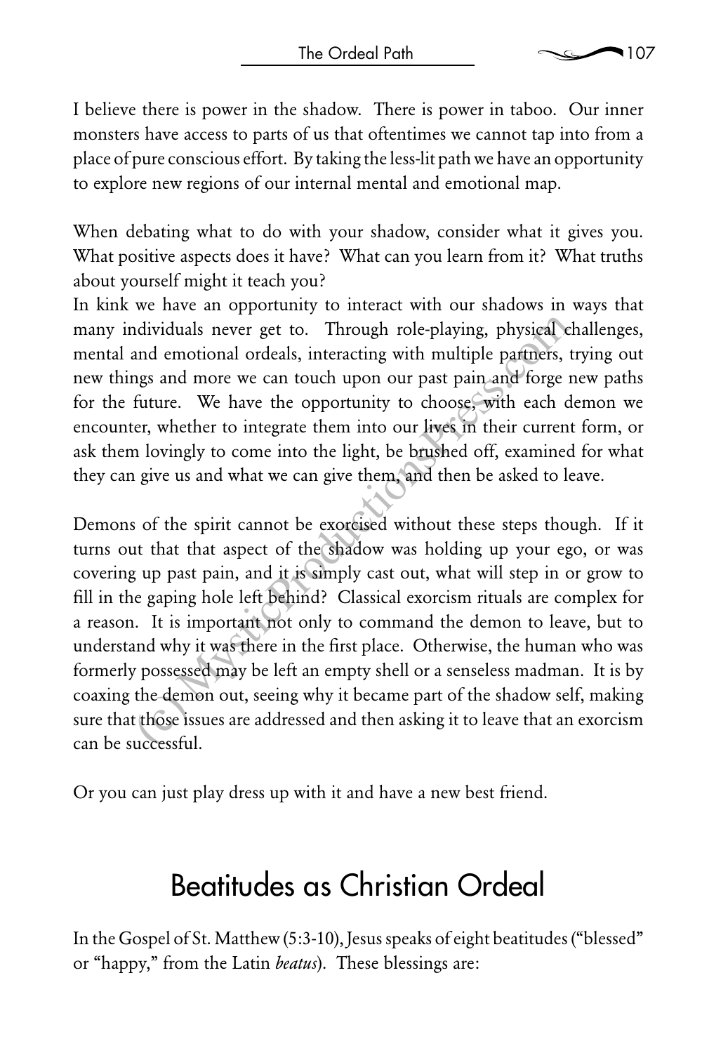I believe there is power in the shadow. There is power in taboo. Our inner monsters have access to parts of us that oftentimes we cannot tap into from a place of pure conscious effort. By taking the less-lit path we have an opportunity to explore new regions of our internal mental and emotional map.

When debating what to do with your shadow, consider what it gives you. What positive aspects does it have? What can you learn from it? What truths about yourself might it teach you?

In kink we have an opportunity to interact with our shadows in ways that many individuals never get to. Through role-playing, physical challenges, mental and emotional ordeals, interacting with multiple partners, trying out new things and more we can touch upon our past pain and forge new paths for the future. We have the opportunity to choose, with each demon we encounter, whether to integrate them into our lives in their current form, or ask them lovingly to come into the light, be brushed off, examined for what they can give us and what we can give them, and then be asked to leave.

Demons of the spirit cannot be exorcised without these steps though. If it turns out that that aspect of the shadow was holding up your ego, or was covering up past pain, and it is simply cast out, what will step in or grow to fill in the gaping hole left behind? Classical exorcism rituals are complex for a reason. It is important not only to command the demon to leave, but to understand why it was there in the first place. Otherwise, the human who was formerly possessed may be left an empty shell or a senseless madman. It is by coaxing the demon out, seeing why it became part of the shadow self, making sure that those issues are addressed and then asking it to leave that an exorcism can be successful.

Or you can just play dress up with it and have a new best friend.

## Beatitudes as Christian Ordeal

In the Gospel of St. Matthew (5:3-10), Jesus speaks of eight beatitudes ("blessed" or "happy," from the Latin *beatus*). These blessings are: